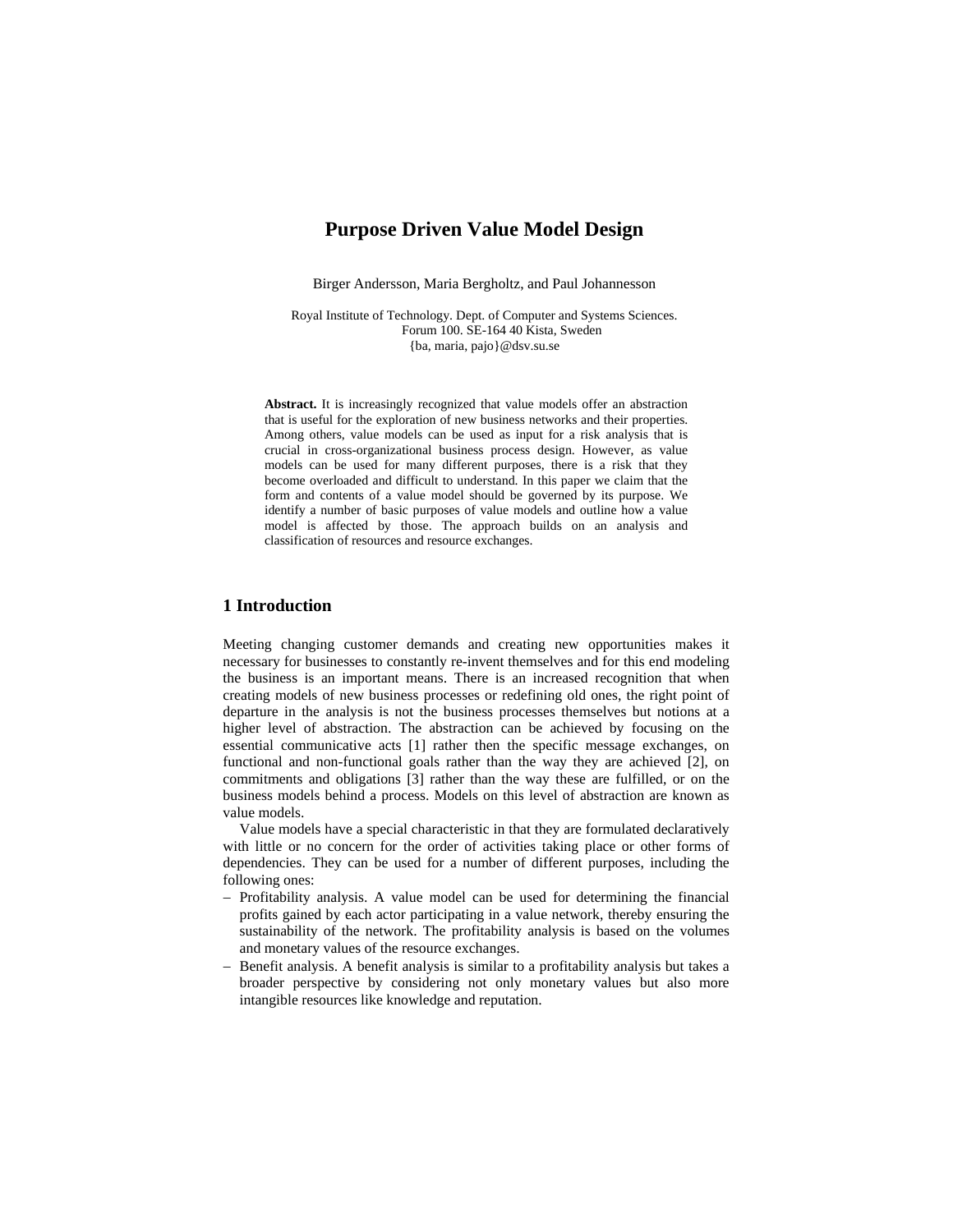# Purpose Driven Value Model Design

Birger Andersson, Maria Bergholtz, and Paul Johannesson

Royal Institute of Technology. Dept. of Computer and Systems Sciences.
Forum 100. SE-164 40 Kista, Sweden
{ba, maria, pajo}@dsv.su.se

**Abstract.** It is increasingly recognized that value models offer an abstraction that is useful for the exploration of new business networks and their properties. Among others, value models can be used as input for a risk analysis that is crucial in cross-organizational business process design. However, as value models can be used for many different purposes, there is a risk that they become overloaded and difficult to understand. In this paper we claim that the form and contents of a value model should be governed by its purpose. We identify a number of basic purposes of value models and outline how a value model is affected by those. The approach builds on an analysis and classification of resources and resource exchanges.

## 1 Introduction

Meeting changing customer demands and creating new opportunities makes it necessary for businesses to constantly re-invent themselves and for this end modeling the business is an important means. There is an increased recognition that when creating models of new business processes or redefining old ones, the right point of departure in the analysis is not the business processes themselves but notions at a higher level of abstraction. The abstraction can be achieved by focusing on the essential communicative acts [1] rather then the specific message exchanges, on functional and non-functional goals rather than the way they are achieved [2], on commitments and obligations [3] rather than the way these are fulfilled, or on the business models behind a process. Models on this level of abstraction are known as value models.

Value models have a special characteristic in that they are formulated declaratively with little or no concern for the order of activities taking place or other forms of dependencies. They can be used for a number of different purposes, including the following ones:

- Profitability analysis. A value model can be used for determining the financial profits gained by each actor participating in a value network, thereby ensuring the sustainability of the network. The profitability analysis is based on the volumes and monetary values of the resource exchanges.
- Benefit analysis. A benefit analysis is similar to a profitability analysis but takes a broader perspective by considering not only monetary values but also more intangible resources like knowledge and reputation.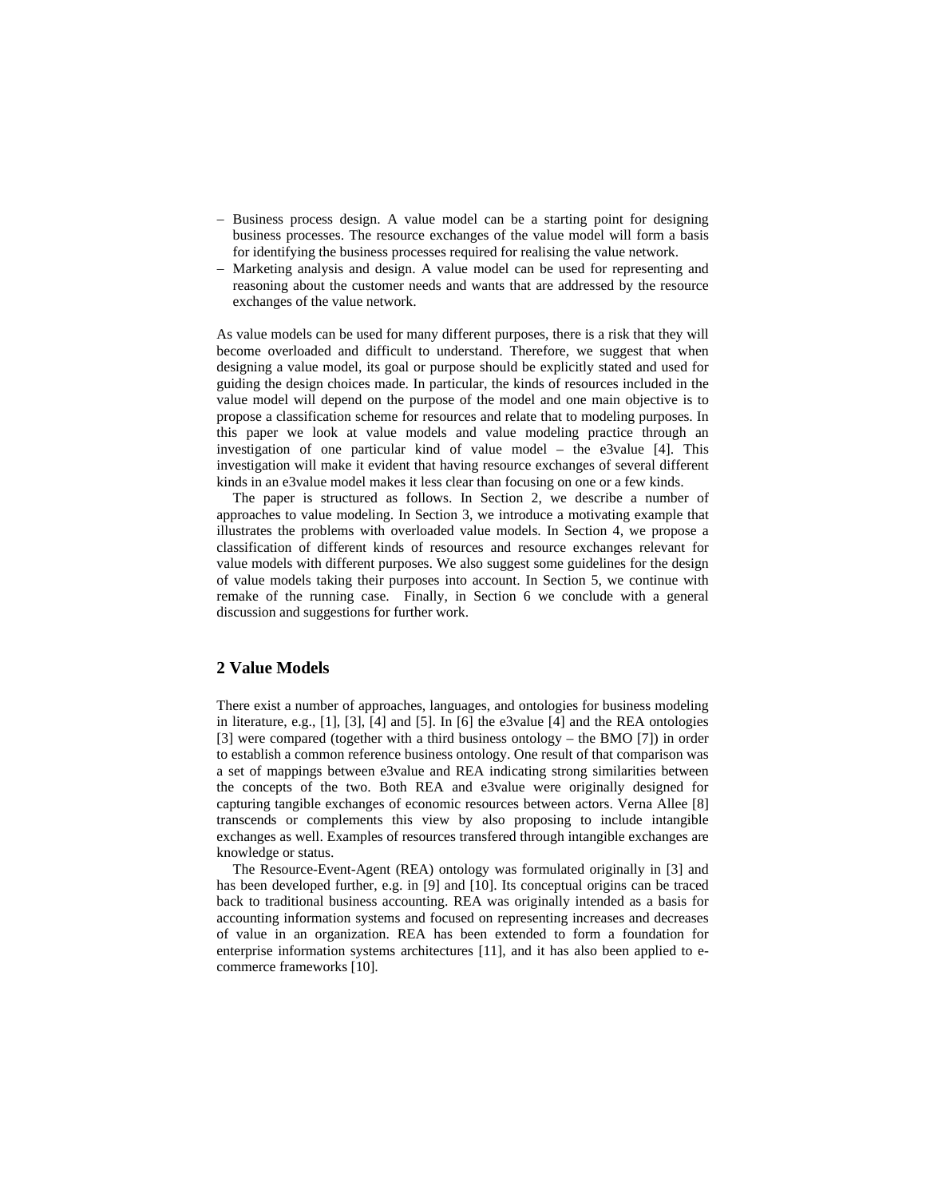- Business process design. A value model can be a starting point for designing business processes. The resource exchanges of the value model will form a basis for identifying the business processes required for realising the value network.
- Marketing analysis and design. A value model can be used for representing and reasoning about the customer needs and wants that are addressed by the resource exchanges of the value network.

As value models can be used for many different purposes, there is a risk that they will become overloaded and difficult to understand. Therefore, we suggest that when designing a value model, its goal or purpose should be explicitly stated and used for guiding the design choices made. In particular, the kinds of resources included in the value model will depend on the purpose of the model and one main objective is to propose a classification scheme for resources and relate that to modeling purposes. In this paper we look at value models and value modeling practice through an investigation of one particular kind of value model – the e3value [4]. This investigation will make it evident that having resource exchanges of several different kinds in an e3value model makes it less clear than focusing on one or a few kinds.

The paper is structured as follows. In Section 2, we describe a number of approaches to value modeling. In Section 3, we introduce a motivating example that illustrates the problems with overloaded value models. In Section 4, we propose a classification of different kinds of resources and resource exchanges relevant for value models with different purposes. We also suggest some guidelines for the design of value models taking their purposes into account. In Section 5, we continue with remake of the running case. Finally, in Section 6 we conclude with a general discussion and suggestions for further work.

## 2 Value Models

There exist a number of approaches, languages, and ontologies for business modeling in literature, e.g., [1], [3], [4] and [5]. In [6] the e3value [4] and the REA ontologies [3] were compared (together with a third business ontology – the BMO [7]) in order to establish a common reference business ontology. One result of that comparison was a set of mappings between e3value and REA indicating strong similarities between the concepts of the two. Both REA and e3value were originally designed for capturing tangible exchanges of economic resources between actors. Verna Allee [8] transcends or complements this view by also proposing to include intangible exchanges as well. Examples of resources transfered through intangible exchanges are knowledge or status.

The Resource-Event-Agent (REA) ontology was formulated originally in [3] and has been developed further, e.g. in [9] and [10]. Its conceptual origins can be traced back to traditional business accounting. REA was originally intended as a basis for accounting information systems and focused on representing increases and decreases of value in an organization. REA has been extended to form a foundation for enterprise information systems architectures [11], and it has also been applied to e-commerce frameworks [10].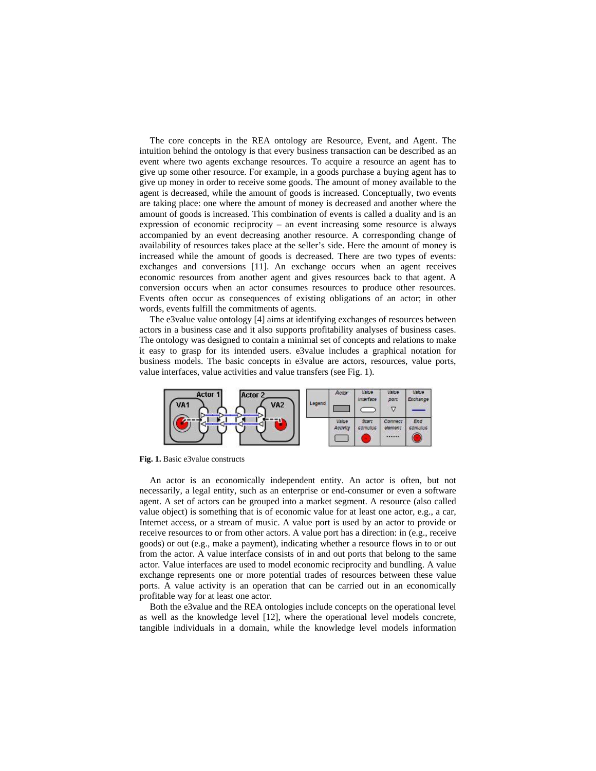The core concepts in the REA ontology are Resource, Event, and Agent. The intuition behind the ontology is that every business transaction can be described as an event where two agents exchange resources. To acquire a resource an agent has to give up some other resource. For example, in a goods purchase a buying agent has to give up money in order to receive some goods. The amount of money available to the agent is decreased, while the amount of goods is increased. Conceptually, two events are taking place: one where the amount of money is decreased and another where the amount of goods is increased. This combination of events is called a duality and is an expression of economic reciprocity – an event increasing some resource is always accompanied by an event decreasing another resource. A corresponding change of availability of resources takes place at the seller's side. Here the amount of money is increased while the amount of goods is decreased. There are two types of events: exchanges and conversions [11]. An exchange occurs when an agent receives economic resources from another agent and gives resources back to that agent. A conversion occurs when an actor consumes resources to produce other resources. Events often occur as consequences of existing obligations of an actor; in other words, events fulfill the commitments of agents.

The e3value value ontology [4] aims at identifying exchanges of resources between actors in a business case and it also supports profitability analyses of business cases. The ontology was designed to contain a minimal set of concepts and relations to make it easy to grasp for its intended users. e3value includes a graphical notation for business models. The basic concepts in e3value are actors, resources, value ports, value interfaces, value activities and value transfers (see Fig. 1).

Actor 1
VA1
Actor 2
VA2
Legend
Actor
Value Interface
Value port
Value Exchange
Value Activity
Start stimulus
Connect element
End stimulus

**Fig. 1.** Basic e3value constructs

An actor is an economically independent entity. An actor is often, but not necessarily, a legal entity, such as an enterprise or end-consumer or even a software agent. A set of actors can be grouped into a market segment. A resource (also called value object) is something that is of economic value for at least one actor, e.g., a car, Internet access, or a stream of music. A value port is used by an actor to provide or receive resources to or from other actors. A value port has a direction: in (e.g., receive goods) or out (e.g., make a payment), indicating whether a resource flows in to or out from the actor. A value interface consists of in and out ports that belong to the same actor. Value interfaces are used to model economic reciprocity and bundling. A value exchange represents one or more potential trades of resources between these value ports. A value activity is an operation that can be carried out in an economically profitable way for at least one actor.

Both the e3value and the REA ontologies include concepts on the operational level as well as the knowledge level [12], where the operational level models concrete, tangible individuals in a domain, while the knowledge level models information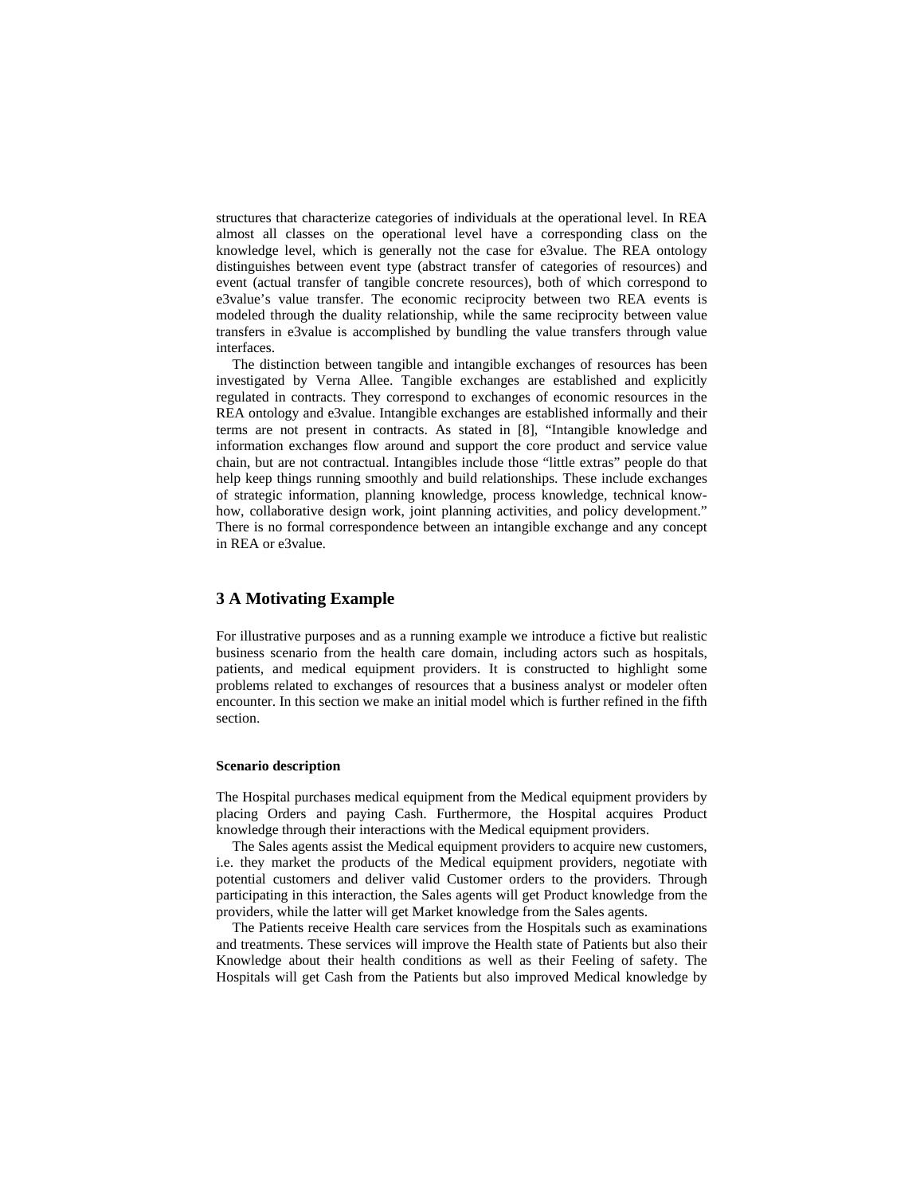structures that characterize categories of individuals at the operational level. In REA almost all classes on the operational level have a corresponding class on the knowledge level, which is generally not the case for e3value. The REA ontology distinguishes between event type (abstract transfer of categories of resources) and event (actual transfer of tangible concrete resources), both of which correspond to e3value's value transfer. The economic reciprocity between two REA events is modeled through the duality relationship, while the same reciprocity between value transfers in e3value is accomplished by bundling the value transfers through value interfaces.

The distinction between tangible and intangible exchanges of resources has been investigated by Verna Allee. Tangible exchanges are established and explicitly regulated in contracts. They correspond to exchanges of economic resources in the REA ontology and e3value. Intangible exchanges are established informally and their terms are not present in contracts. As stated in [8], "Intangible knowledge and information exchanges flow around and support the core product and service value chain, but are not contractual. Intangibles include those "little extras" people do that help keep things running smoothly and build relationships. These include exchanges of strategic information, planning knowledge, process knowledge, technical know-how, collaborative design work, joint planning activities, and policy development." There is no formal correspondence between an intangible exchange and any concept in REA or e3value.

## 3 A Motivating Example

For illustrative purposes and as a running example we introduce a fictive but realistic business scenario from the health care domain, including actors such as hospitals, patients, and medical equipment providers. It is constructed to highlight some problems related to exchanges of resources that a business analyst or modeler often encounter. In this section we make an initial model which is further refined in the fifth section.

#### Scenario description

The Hospital purchases medical equipment from the Medical equipment providers by placing Orders and paying Cash. Furthermore, the Hospital acquires Product knowledge through their interactions with the Medical equipment providers.

The Sales agents assist the Medical equipment providers to acquire new customers, i.e. they market the products of the Medical equipment providers, negotiate with potential customers and deliver valid Customer orders to the providers. Through participating in this interaction, the Sales agents will get Product knowledge from the providers, while the latter will get Market knowledge from the Sales agents.

The Patients receive Health care services from the Hospitals such as examinations and treatments. These services will improve the Health state of Patients but also their Knowledge about their health conditions as well as their Feeling of safety. The Hospitals will get Cash from the Patients but also improved Medical knowledge by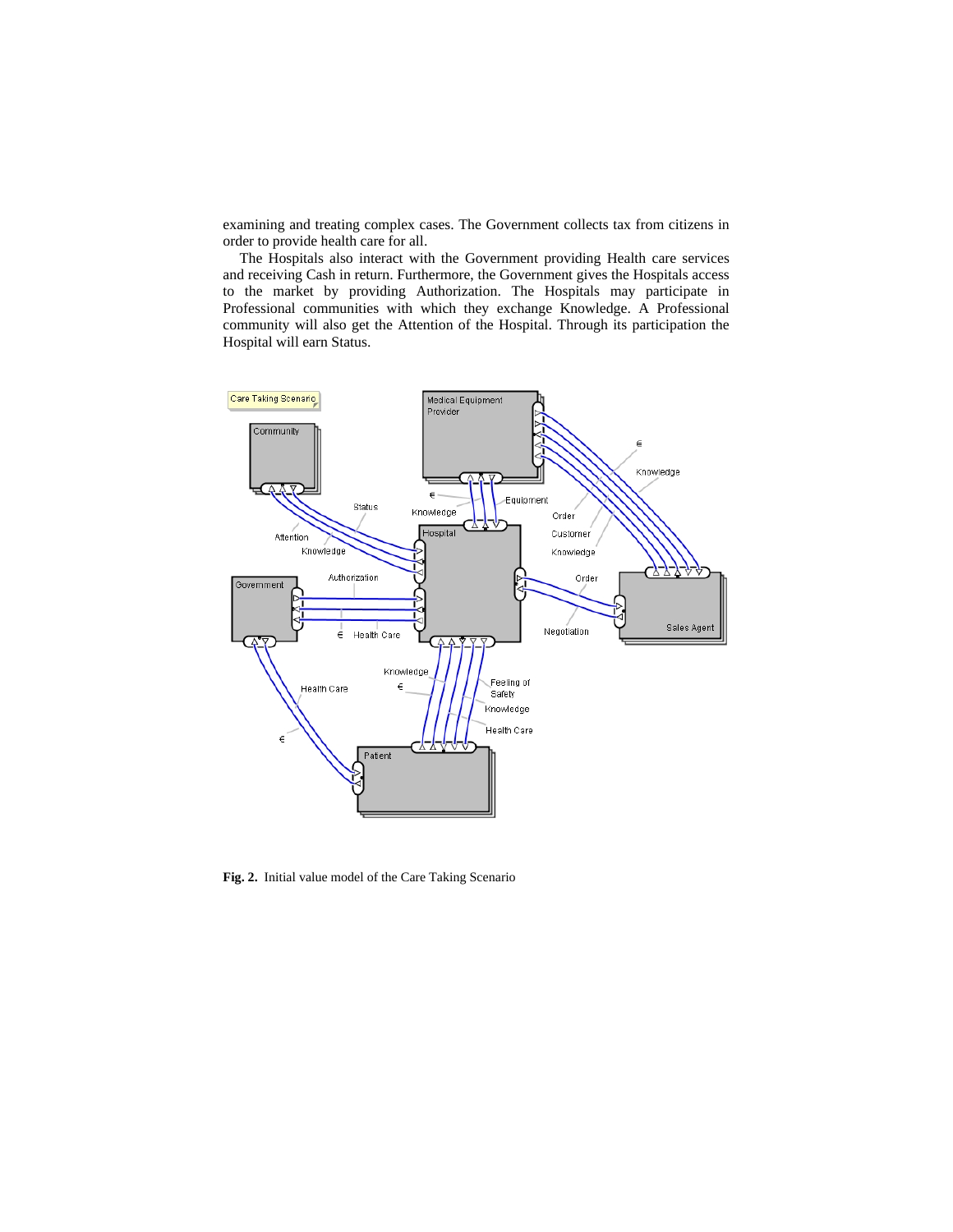examining and treating complex cases. The Government collects tax from citizens in order to provide health care for all.

The Hospitals also interact with the Government providing Health care services and receiving Cash in return. Furthermore, the Government gives the Hospitals access to the market by providing Authorization. The Hospitals may participate in Professional communities with which they exchange Knowledge. A Professional community will also get the Attention of the Hospital. Through its participation the Hospital will earn Status.

**Fig. 2.** Initial value model of the Care Taking Scenario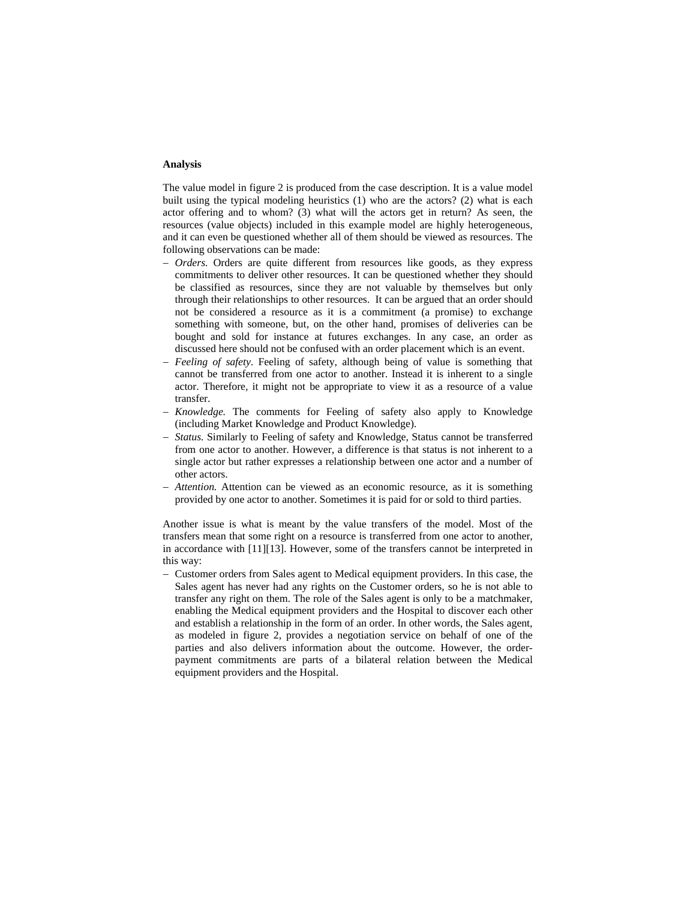**Analysis**

The value model in figure 2 is produced from the case description. It is a value model built using the typical modeling heuristics (1) who are the actors? (2) what is each actor offering and to whom? (3) what will the actors get in return? As seen, the resources (value objects) included in this example model are highly heterogeneous, and it can even be questioned whether all of them should be viewed as resources. The following observations can be made:

- *Orders.* Orders are quite different from resources like goods, as they express commitments to deliver other resources. It can be questioned whether they should be classified as resources, since they are not valuable by themselves but only through their relationships to other resources. It can be argued that an order should not be considered a resource as it is a commitment (a promise) to exchange something with someone, but, on the other hand, promises of deliveries can be bought and sold for instance at futures exchanges. In any case, an order as discussed here should not be confused with an order placement which is an event.
- *Feeling of safety.* Feeling of safety, although being of value is something that cannot be transferred from one actor to another. Instead it is inherent to a single actor. Therefore, it might not be appropriate to view it as a resource of a value transfer.
- *Knowledge.* The comments for Feeling of safety also apply to Knowledge (including Market Knowledge and Product Knowledge).
- *Status.* Similarly to Feeling of safety and Knowledge, Status cannot be transferred from one actor to another. However, a difference is that status is not inherent to a single actor but rather expresses a relationship between one actor and a number of other actors.
- *Attention.* Attention can be viewed as an economic resource, as it is something provided by one actor to another. Sometimes it is paid for or sold to third parties.

Another issue is what is meant by the value transfers of the model. Most of the transfers mean that some right on a resource is transferred from one actor to another, in accordance with [11][13]. However, some of the transfers cannot be interpreted in this way:

- Customer orders from Sales agent to Medical equipment providers. In this case, the Sales agent has never had any rights on the Customer orders, so he is not able to transfer any right on them. The role of the Sales agent is only to be a matchmaker, enabling the Medical equipment providers and the Hospital to discover each other and establish a relationship in the form of an order. In other words, the Sales agent, as modeled in figure 2, provides a negotiation service on behalf of one of the parties and also delivers information about the outcome. However, the order-payment commitments are parts of a bilateral relation between the Medical equipment providers and the Hospital.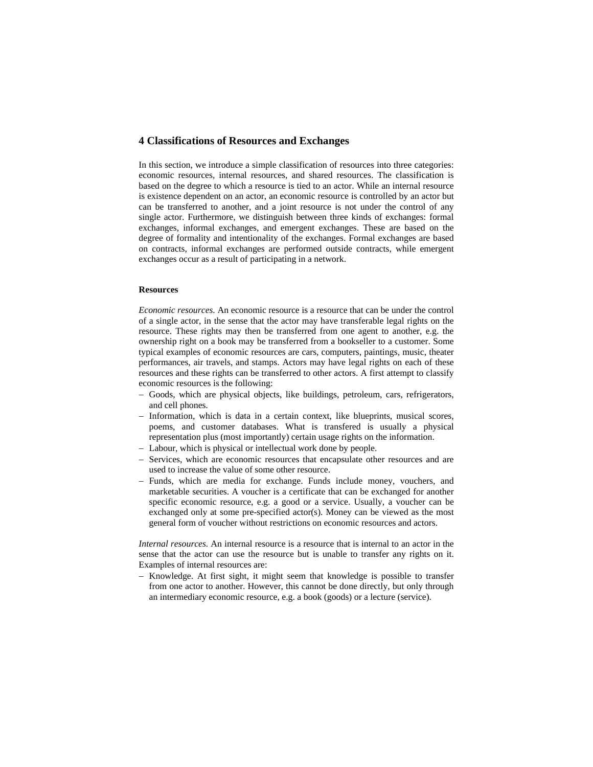## 4 Classifications of Resources and Exchanges

In this section, we introduce a simple classification of resources into three categories: economic resources, internal resources, and shared resources. The classification is based on the degree to which a resource is tied to an actor. While an internal resource is existence dependent on an actor, an economic resource is controlled by an actor but can be transferred to another, and a joint resource is not under the control of any single actor. Furthermore, we distinguish between three kinds of exchanges: formal exchanges, informal exchanges, and emergent exchanges. These are based on the degree of formality and intentionality of the exchanges. Formal exchanges are based on contracts, informal exchanges are performed outside contracts, while emergent exchanges occur as a result of participating in a network.

### Resources

*Economic resources.* An economic resource is a resource that can be under the control of a single actor, in the sense that the actor may have transferable legal rights on the resource. These rights may then be transferred from one agent to another, e.g. the ownership right on a book may be transferred from a bookseller to a customer. Some typical examples of economic resources are cars, computers, paintings, music, theater performances, air travels, and stamps. Actors may have legal rights on each of these resources and these rights can be transferred to other actors. A first attempt to classify economic resources is the following:

- Goods, which are physical objects, like buildings, petroleum, cars, refrigerators, and cell phones.
- Information, which is data in a certain context, like blueprints, musical scores, poems, and customer databases. What is transfered is usually a physical representation plus (most importantly) certain usage rights on the information.
- Labour, which is physical or intellectual work done by people.
- Services, which are economic resources that encapsulate other resources and are used to increase the value of some other resource.
- Funds, which are media for exchange. Funds include money, vouchers, and marketable securities. A voucher is a certificate that can be exchanged for another specific economic resource, e.g. a good or a service. Usually, a voucher can be exchanged only at some pre-specified actor(s). Money can be viewed as the most general form of voucher without restrictions on economic resources and actors.

*Internal resources.* An internal resource is a resource that is internal to an actor in the sense that the actor can use the resource but is unable to transfer any rights on it. Examples of internal resources are:

- Knowledge. At first sight, it might seem that knowledge is possible to transfer from one actor to another. However, this cannot be done directly, but only through an intermediary economic resource, e.g. a book (goods) or a lecture (service).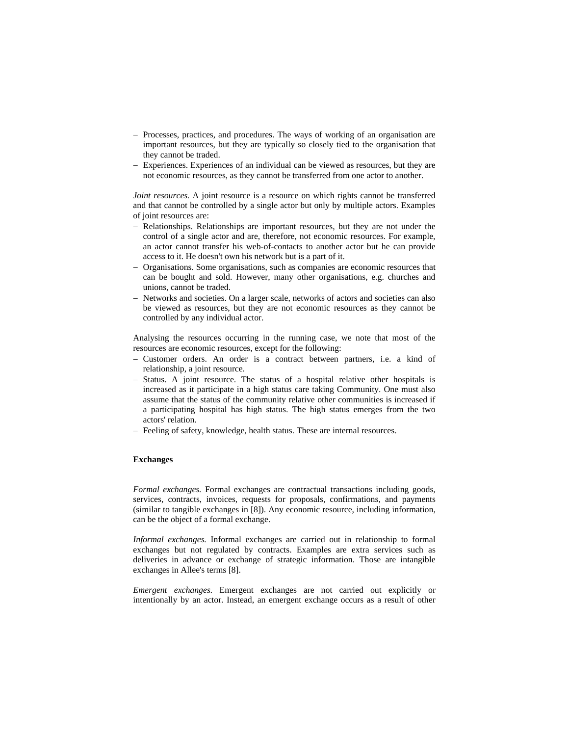- Processes, practices, and procedures. The ways of working of an organisation are important resources, but they are typically so closely tied to the organisation that they cannot be traded.
- Experiences. Experiences of an individual can be viewed as resources, but they are not economic resources, as they cannot be transferred from one actor to another.

*Joint resources.* A joint resource is a resource on which rights cannot be transferred and that cannot be controlled by a single actor but only by multiple actors. Examples of joint resources are:

- Relationships. Relationships are important resources, but they are not under the control of a single actor and are, therefore, not economic resources. For example, an actor cannot transfer his web-of-contacts to another actor but he can provide access to it. He doesn't own his network but is a part of it.
- Organisations. Some organisations, such as companies are economic resources that can be bought and sold. However, many other organisations, e.g. churches and unions, cannot be traded.
- Networks and societies. On a larger scale, networks of actors and societies can also be viewed as resources, but they are not economic resources as they cannot be controlled by any individual actor.

Analysing the resources occurring in the running case, we note that most of the resources are economic resources, except for the following:

- Customer orders. An order is a contract between partners, i.e. a kind of relationship, a joint resource.
- Status. A joint resource. The status of a hospital relative other hospitals is increased as it participate in a high status care taking Community. One must also assume that the status of the community relative other communities is increased if a participating hospital has high status. The high status emerges from the two actors' relation.
- Feeling of safety, knowledge, health status. These are internal resources.

**Exchanges**

*Formal exchanges.* Formal exchanges are contractual transactions including goods, services, contracts, invoices, requests for proposals, confirmations, and payments (similar to tangible exchanges in [8]). Any economic resource, including information, can be the object of a formal exchange.

*Informal exchanges.* Informal exchanges are carried out in relationship to formal exchanges but not regulated by contracts. Examples are extra services such as deliveries in advance or exchange of strategic information. Those are intangible exchanges in Allee's terms [8].

*Emergent exchanges.* Emergent exchanges are not carried out explicitly or intentionally by an actor. Instead, an emergent exchange occurs as a result of other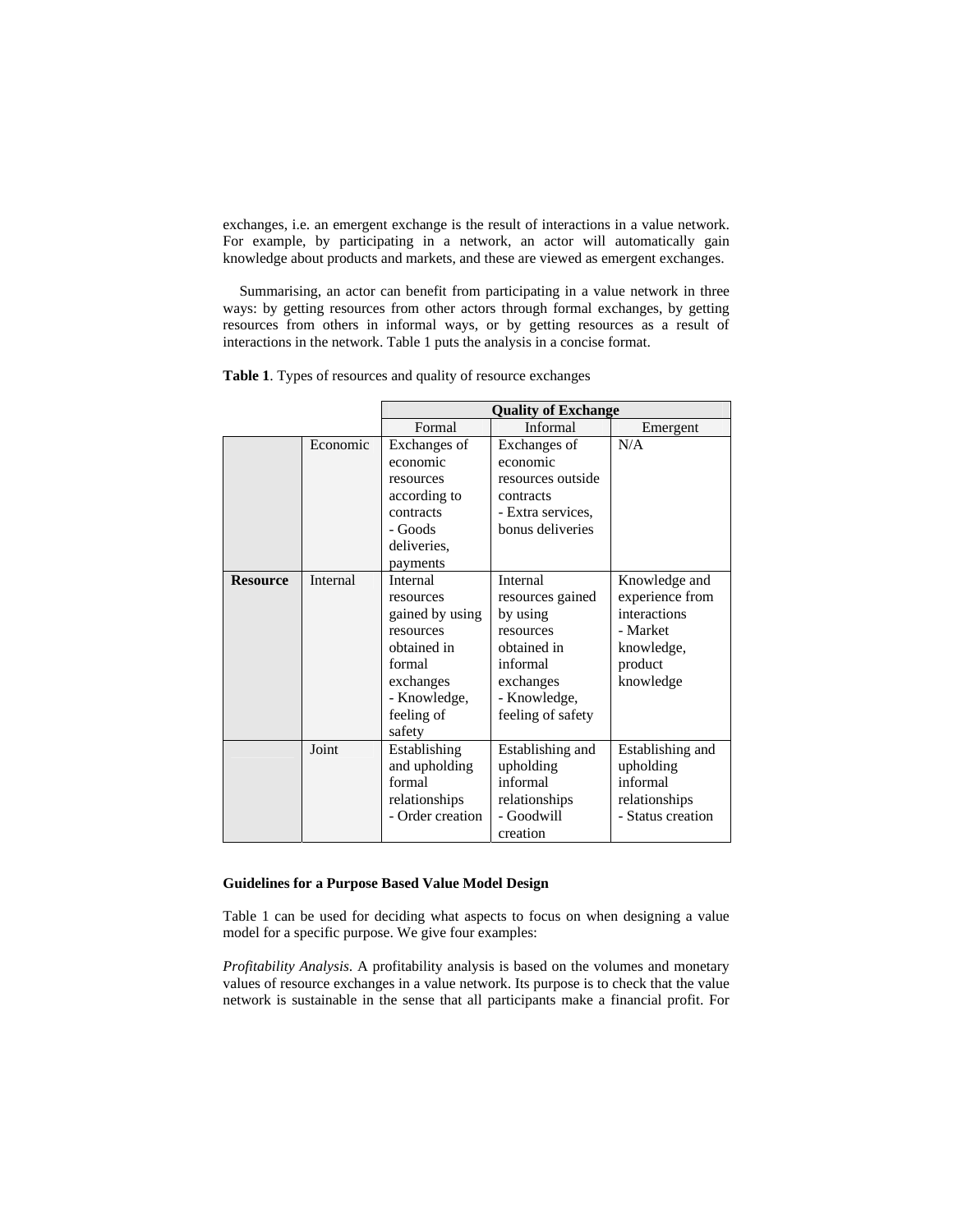exchanges, i.e. an emergent exchange is the result of interactions in a value network. For example, by participating in a network, an actor will automatically gain knowledge about products and markets, and these are viewed as emergent exchanges.

Summarising, an actor can benefit from participating in a value network in three ways: by getting resources from other actors through formal exchanges, by getting resources from others in informal ways, or by getting resources as a result of interactions in the network. Table 1 puts the analysis in a concise format.

**Table 1**. Types of resources and quality of resource exchanges

| | | **Quality of Exchange** | | |
|---|---|---|---|---|
| | | Formal | Informal | Emergent |
| | Economic | Exchanges of economic resources according to contracts - Goods deliveries, payments | Exchanges of economic resources outside contracts - Extra services, bonus deliveries | N/A |
| **Resource** | Internal | Internal resources gained by using resources obtained in formal exchanges - Knowledge, feeling of safety | Internal resources gained by using resources obtained in informal exchanges - Knowledge, feeling of safety | Knowledge and experience from interactions - Market knowledge, product knowledge |
| | Joint | Establishing and upholding formal relationships - Order creation | Establishing and upholding informal relationships - Goodwill creation | Establishing and upholding informal relationships - Status creation |

**Guidelines for a Purpose Based Value Model Design**

Table 1 can be used for deciding what aspects to focus on when designing a value model for a specific purpose. We give four examples:

*Profitability Analysis.* A profitability analysis is based on the volumes and monetary values of resource exchanges in a value network. Its purpose is to check that the value network is sustainable in the sense that all participants make a financial profit. For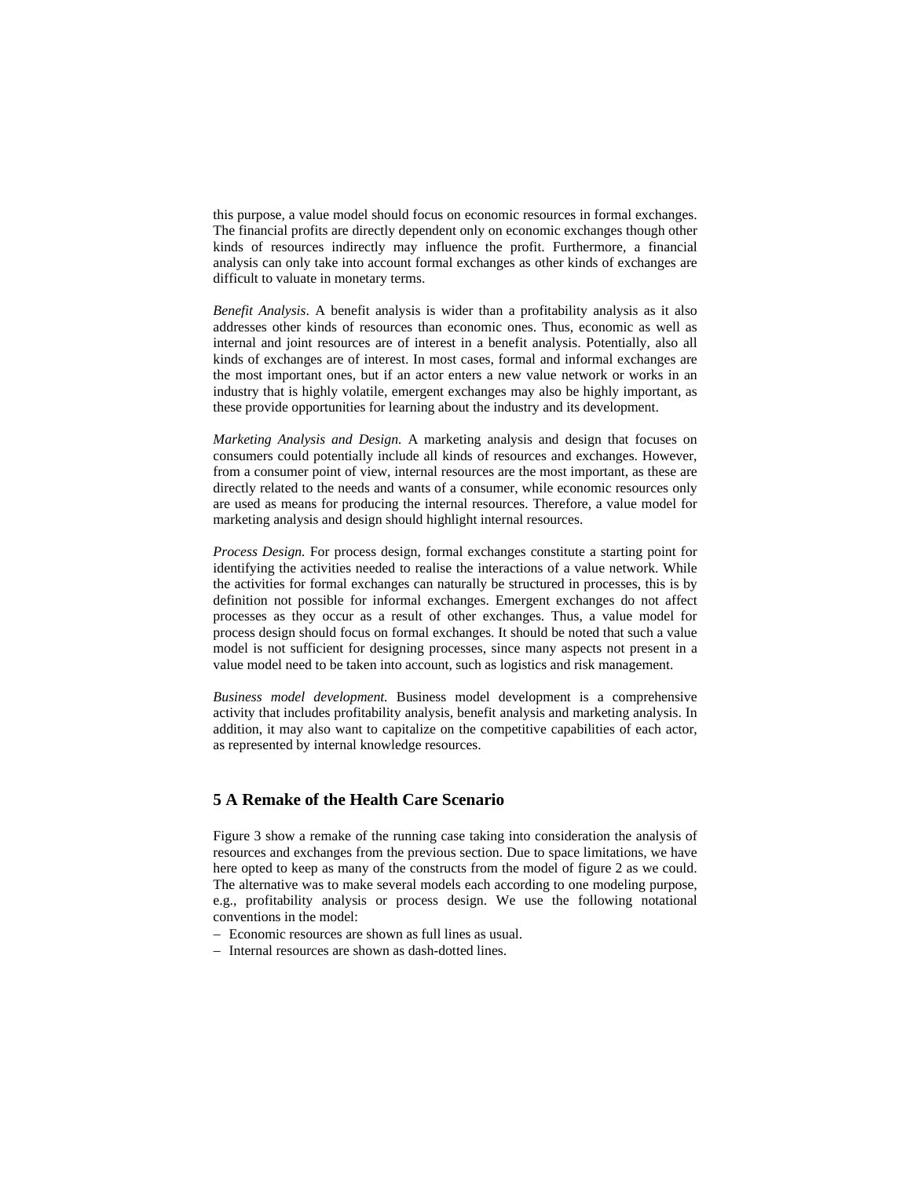this purpose, a value model should focus on economic resources in formal exchanges. The financial profits are directly dependent only on economic exchanges though other kinds of resources indirectly may influence the profit. Furthermore, a financial analysis can only take into account formal exchanges as other kinds of exchanges are difficult to valuate in monetary terms.

*Benefit Analysis*. A benefit analysis is wider than a profitability analysis as it also addresses other kinds of resources than economic ones. Thus, economic as well as internal and joint resources are of interest in a benefit analysis. Potentially, also all kinds of exchanges are of interest. In most cases, formal and informal exchanges are the most important ones, but if an actor enters a new value network or works in an industry that is highly volatile, emergent exchanges may also be highly important, as these provide opportunities for learning about the industry and its development.

*Marketing Analysis and Design.* A marketing analysis and design that focuses on consumers could potentially include all kinds of resources and exchanges. However, from a consumer point of view, internal resources are the most important, as these are directly related to the needs and wants of a consumer, while economic resources only are used as means for producing the internal resources. Therefore, a value model for marketing analysis and design should highlight internal resources.

*Process Design.* For process design, formal exchanges constitute a starting point for identifying the activities needed to realise the interactions of a value network. While the activities for formal exchanges can naturally be structured in processes, this is by definition not possible for informal exchanges. Emergent exchanges do not affect processes as they occur as a result of other exchanges. Thus, a value model for process design should focus on formal exchanges. It should be noted that such a value model is not sufficient for designing processes, since many aspects not present in a value model need to be taken into account, such as logistics and risk management.

*Business model development.* Business model development is a comprehensive activity that includes profitability analysis, benefit analysis and marketing analysis. In addition, it may also want to capitalize on the competitive capabilities of each actor, as represented by internal knowledge resources.

## 5 A Remake of the Health Care Scenario

Figure 3 show a remake of the running case taking into consideration the analysis of resources and exchanges from the previous section. Due to space limitations, we have here opted to keep as many of the constructs from the model of figure 2 as we could. The alternative was to make several models each according to one modeling purpose, e.g., profitability analysis or process design. We use the following notational conventions in the model:

- Economic resources are shown as full lines as usual.
- Internal resources are shown as dash-dotted lines.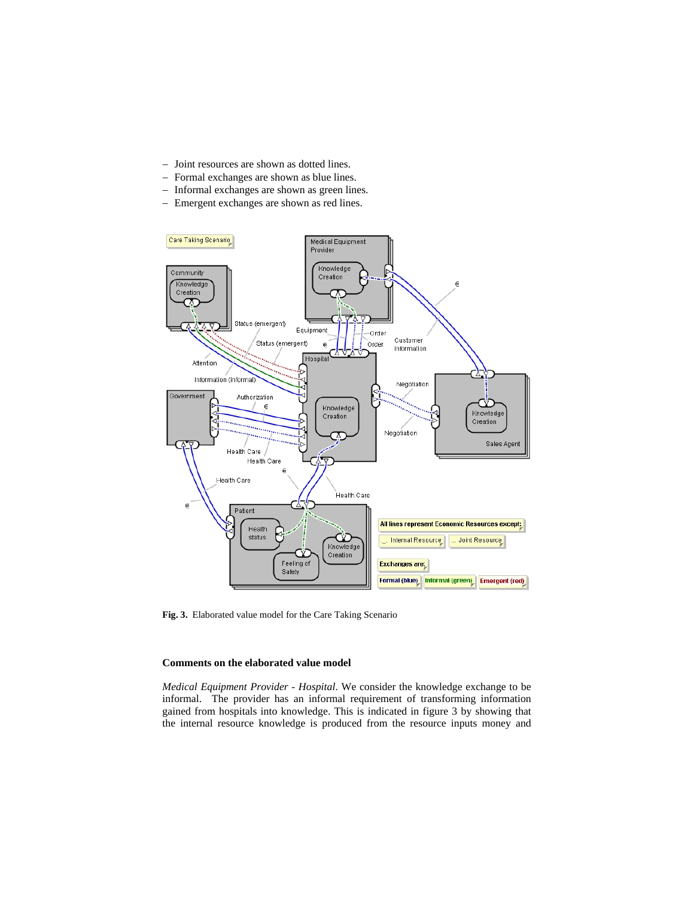- Joint resources are shown as dotted lines.
- Formal exchanges are shown as blue lines.
- Informal exchanges are shown as green lines.
- Emergent exchanges are shown as red lines.

**Fig. 3.** Elaborated value model for the Care Taking Scenario

**Comments on the elaborated value model**

*Medical Equipment Provider - Hospital*. We consider the knowledge exchange to be informal. The provider has an informal requirement of transforming information gained from hospitals into knowledge. This is indicated in figure 3 by showing that the internal resource knowledge is produced from the resource inputs money and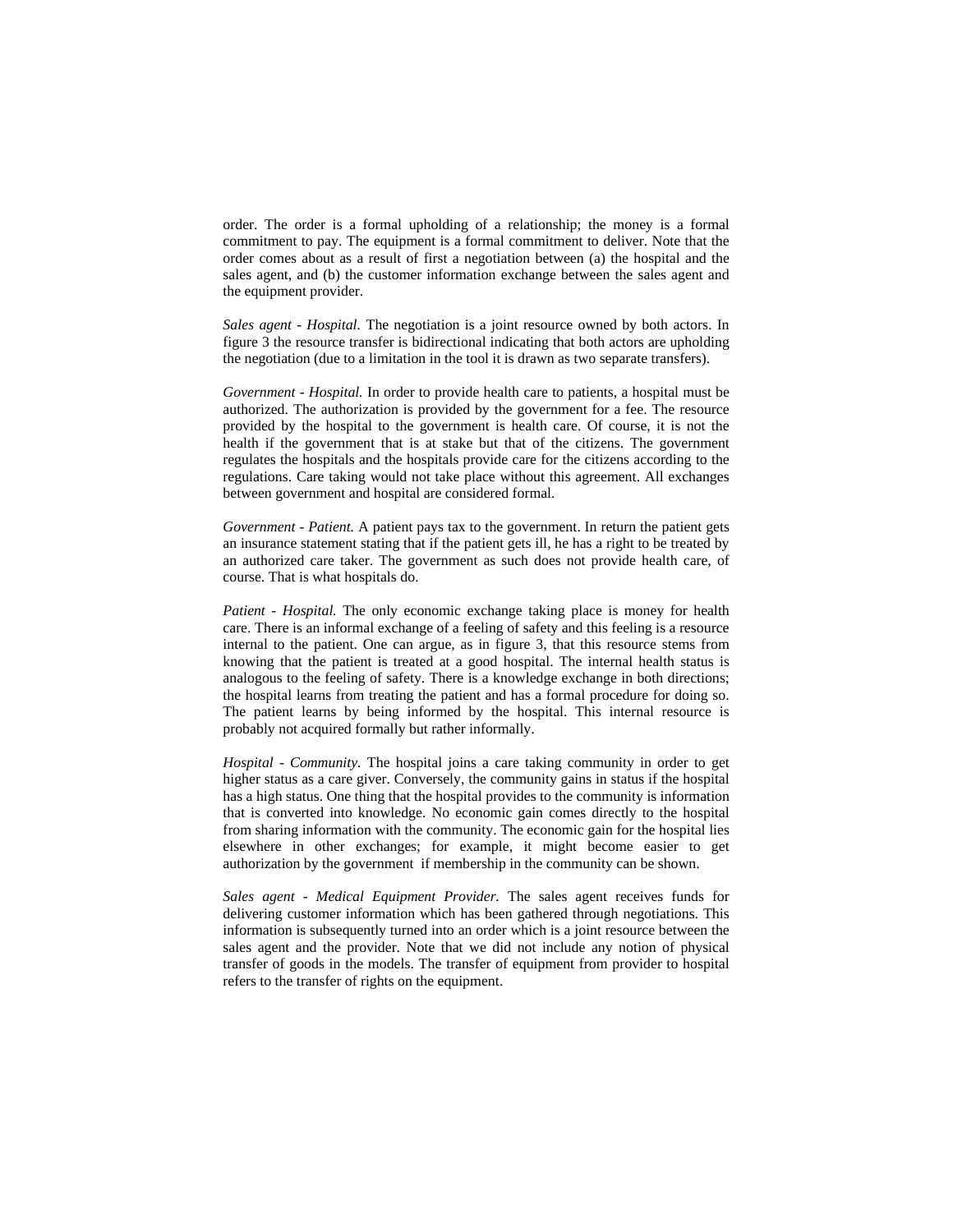order. The order is a formal upholding of a relationship; the money is a formal commitment to pay. The equipment is a formal commitment to deliver. Note that the order comes about as a result of first a negotiation between (a) the hospital and the sales agent, and (b) the customer information exchange between the sales agent and the equipment provider.

*Sales agent - Hospital.* The negotiation is a joint resource owned by both actors. In figure 3 the resource transfer is bidirectional indicating that both actors are upholding the negotiation (due to a limitation in the tool it is drawn as two separate transfers).

*Government - Hospital.* In order to provide health care to patients, a hospital must be authorized. The authorization is provided by the government for a fee. The resource provided by the hospital to the government is health care. Of course, it is not the health if the government that is at stake but that of the citizens. The government regulates the hospitals and the hospitals provide care for the citizens according to the regulations. Care taking would not take place without this agreement. All exchanges between government and hospital are considered formal.

*Government - Patient.* A patient pays tax to the government. In return the patient gets an insurance statement stating that if the patient gets ill, he has a right to be treated by an authorized care taker. The government as such does not provide health care, of course. That is what hospitals do.

*Patient - Hospital.* The only economic exchange taking place is money for health care. There is an informal exchange of a feeling of safety and this feeling is a resource internal to the patient. One can argue, as in figure 3, that this resource stems from knowing that the patient is treated at a good hospital. The internal health status is analogous to the feeling of safety. There is a knowledge exchange in both directions; the hospital learns from treating the patient and has a formal procedure for doing so. The patient learns by being informed by the hospital. This internal resource is probably not acquired formally but rather informally.

*Hospital - Community.* The hospital joins a care taking community in order to get higher status as a care giver. Conversely, the community gains in status if the hospital has a high status. One thing that the hospital provides to the community is information that is converted into knowledge. No economic gain comes directly to the hospital from sharing information with the community. The economic gain for the hospital lies elsewhere in other exchanges; for example, it might become easier to get authorization by the government if membership in the community can be shown.

*Sales agent - Medical Equipment Provider.* The sales agent receives funds for delivering customer information which has been gathered through negotiations. This information is subsequently turned into an order which is a joint resource between the sales agent and the provider. Note that we did not include any notion of physical transfer of goods in the models. The transfer of equipment from provider to hospital refers to the transfer of rights on the equipment.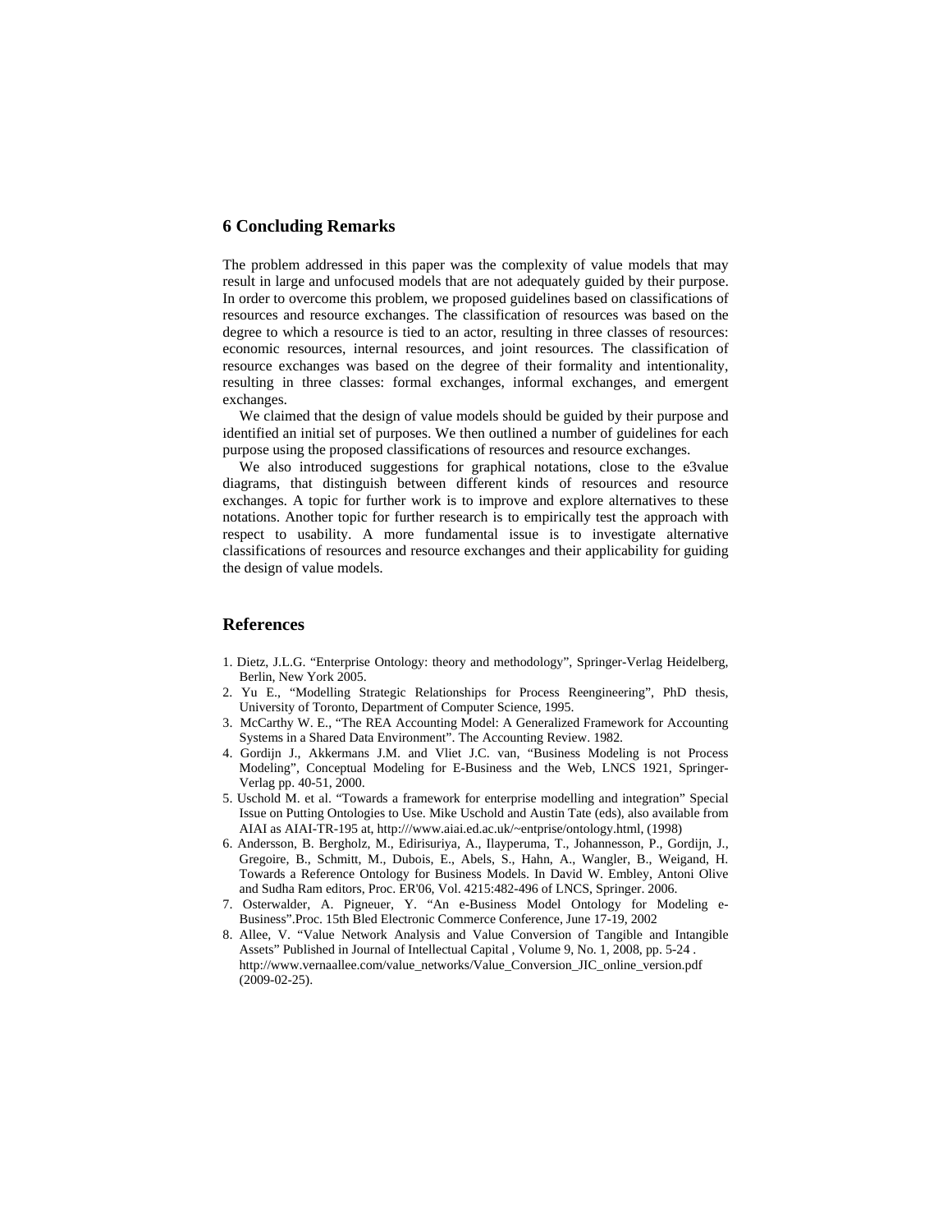## 6 Concluding Remarks

The problem addressed in this paper was the complexity of value models that may result in large and unfocused models that are not adequately guided by their purpose. In order to overcome this problem, we proposed guidelines based on classifications of resources and resource exchanges. The classification of resources was based on the degree to which a resource is tied to an actor, resulting in three classes of resources: economic resources, internal resources, and joint resources. The classification of resource exchanges was based on the degree of their formality and intentionality, resulting in three classes: formal exchanges, informal exchanges, and emergent exchanges.

We claimed that the design of value models should be guided by their purpose and identified an initial set of purposes. We then outlined a number of guidelines for each purpose using the proposed classifications of resources and resource exchanges.

We also introduced suggestions for graphical notations, close to the e3value diagrams, that distinguish between different kinds of resources and resource exchanges. A topic for further work is to improve and explore alternatives to these notations. Another topic for further research is to empirically test the approach with respect to usability. A more fundamental issue is to investigate alternative classifications of resources and resource exchanges and their applicability for guiding the design of value models.

## References

1. Dietz, J.L.G. "Enterprise Ontology: theory and methodology", Springer-Verlag Heidelberg, Berlin, New York 2005.
2. Yu E., "Modelling Strategic Relationships for Process Reengineering", PhD thesis, University of Toronto, Department of Computer Science, 1995.
3. McCarthy W. E., "The REA Accounting Model: A Generalized Framework for Accounting Systems in a Shared Data Environment". The Accounting Review. 1982.
4. Gordijn J., Akkermans J.M. and Vliet J.C. van, "Business Modeling is not Process Modeling", Conceptual Modeling for E-Business and the Web, LNCS 1921, Springer-Verlag pp. 40-51, 2000.
5. Uschold M. et al. "Towards a framework for enterprise modelling and integration" Special Issue on Putting Ontologies to Use. Mike Uschold and Austin Tate (eds), also available from AIAI as AIAI-TR-195 at, http:///www.aiai.ed.ac.uk/~entprise/ontology.html, (1998)
6. Andersson, B. Bergholz, M., Edirisuriya, A., Ilayperuma, T., Johannesson, P., Gordijn, J., Gregoire, B., Schmitt, M., Dubois, E., Abels, S., Hahn, A., Wangler, B., Weigand, H. Towards a Reference Ontology for Business Models. In David W. Embley, Antoni Olive and Sudha Ram editors, Proc. ER'06, Vol. 4215:482-496 of LNCS, Springer. 2006.
7. Osterwalder, A. Pigneuer, Y. "An e-Business Model Ontology for Modeling e-Business".Proc. 15th Bled Electronic Commerce Conference, June 17-19, 2002
8. Allee, V. "Value Network Analysis and Value Conversion of Tangible and Intangible Assets" Published in Journal of Intellectual Capital , Volume 9, No. 1, 2008, pp. 5-24 . http://www.vernaallee.com/value_networks/Value_Conversion_JIC_online_version.pdf (2009-02-25).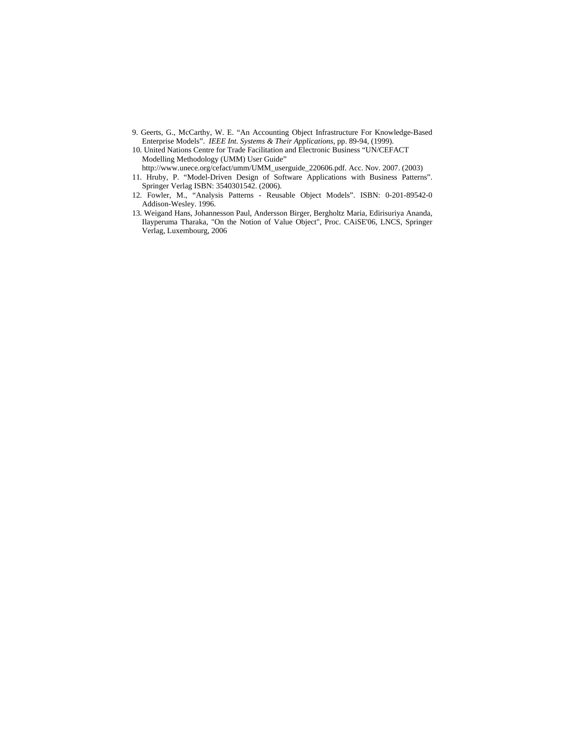9. Geerts, G., McCarthy, W. E. “An Accounting Object Infrastructure For Knowledge-Based Enterprise Models”. *IEEE Int. Systems & Their Applications*, pp. 89-94, (1999).
10. United Nations Centre for Trade Facilitation and Electronic Business “UN/CEFACT Modelling Methodology (UMM) User Guide” http://www.unece.org/cefact/umm/UMM_userguide_220606.pdf. Acc. Nov. 2007. (2003)
11. Hruby, P. “Model-Driven Design of Software Applications with Business Patterns”. Springer Verlag ISBN: 3540301542. (2006).
12. Fowler, M., “Analysis Patterns - Reusable Object Models”. ISBN: 0-201-89542-0 Addison-Wesley. 1996.
13. Weigand Hans, Johannesson Paul, Andersson Birger, Bergholtz Maria, Edirisuriya Ananda, Ilayperuma Tharaka, "On the Notion of Value Object", Proc. CAiSE'06, LNCS, Springer Verlag, Luxembourg, 2006